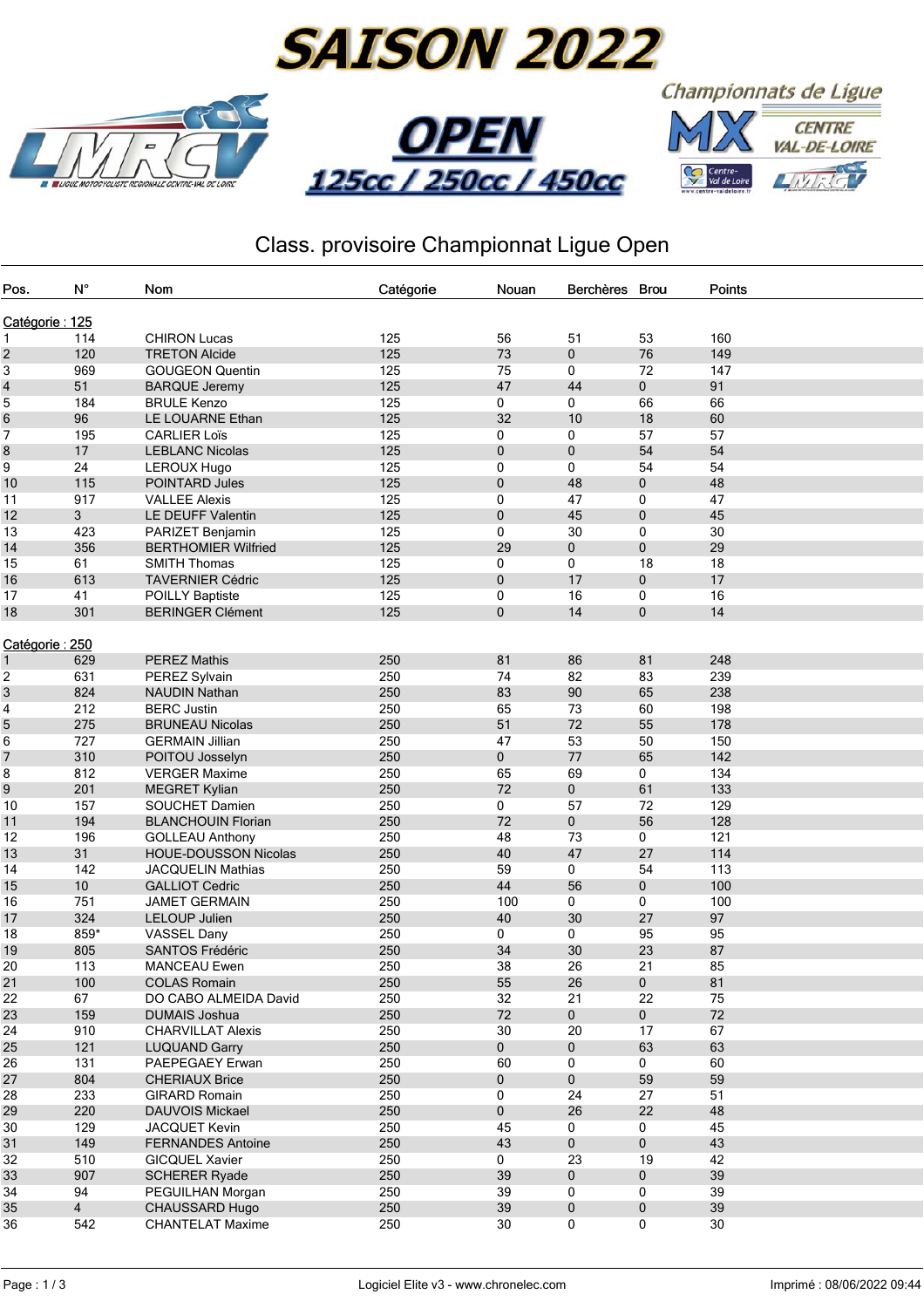# SAISON 2022

## OPEN

### 125cc / 250cc / 450cc

Championnats de Ligue MX CENTRE VAL-DE-LOIRE

## Class. provisoire Championnat Ligue Open

| Pos. | N° | Nom | Catégorie | Nouan | Berchères | Brou | Points |
|---|---|---|---|---|---|---|---|
| **Catégorie : 125** | | | | | | | |
| 1 | 114 | CHIRON Lucas | 125 | 56 | 51 | 53 | 160 |
| 2 | 120 | TRETON Alcide | 125 | 73 | 0 | 76 | 149 |
| 3 | 969 | GOUGEON Quentin | 125 | 75 | 0 | 72 | 147 |
| 4 | 51 | BARQUE Jeremy | 125 | 47 | 44 | 0 | 91 |
| 5 | 184 | BRULE Kenzo | 125 | 0 | 0 | 66 | 66 |
| 6 | 96 | LE LOUARNE Ethan | 125 | 32 | 10 | 18 | 60 |
| 7 | 195 | CARLIER Loïs | 125 | 0 | 0 | 57 | 57 |
| 8 | 17 | LEBLANC Nicolas | 125 | 0 | 0 | 54 | 54 |
| 9 | 24 | LEROUX Hugo | 125 | 0 | 0 | 54 | 54 |
| 10 | 115 | POINTARD Jules | 125 | 0 | 48 | 0 | 48 |
| 11 | 917 | VALLEE Alexis | 125 | 0 | 47 | 0 | 47 |
| 12 | 3 | LE DEUFF Valentin | 125 | 0 | 45 | 0 | 45 |
| 13 | 423 | PARIZET Benjamin | 125 | 0 | 30 | 0 | 30 |
| 14 | 356 | BERTHOMIER Wilfried | 125 | 29 | 0 | 0 | 29 |
| 15 | 61 | SMITH Thomas | 125 | 0 | 0 | 18 | 18 |
| 16 | 613 | TAVERNIER Cédric | 125 | 0 | 17 | 0 | 17 |
| 17 | 41 | POILLY Baptiste | 125 | 0 | 16 | 0 | 16 |
| 18 | 301 | BERINGER Clément | 125 | 0 | 14 | 0 | 14 |
| **Catégorie : 250** | | | | | | | |
| 1 | 629 | PEREZ Mathis | 250 | 81 | 86 | 81 | 248 |
| 2 | 631 | PEREZ Sylvain | 250 | 74 | 82 | 83 | 239 |
| 3 | 824 | NAUDIN Nathan | 250 | 83 | 90 | 65 | 238 |
| 4 | 212 | BERC Justin | 250 | 65 | 73 | 60 | 198 |
| 5 | 275 | BRUNEAU Nicolas | 250 | 51 | 72 | 55 | 178 |
| 6 | 727 | GERMAIN Jillian | 250 | 47 | 53 | 50 | 150 |
| 7 | 310 | POITOU Josselyn | 250 | 0 | 77 | 65 | 142 |
| 8 | 812 | VERGER Maxime | 250 | 65 | 69 | 0 | 134 |
| 9 | 201 | MEGRET Kylian | 250 | 72 | 0 | 61 | 133 |
| 10 | 157 | SOUCHET Damien | 250 | 0 | 57 | 72 | 129 |
| 11 | 194 | BLANCHOUIN Florian | 250 | 72 | 0 | 56 | 128 |
| 12 | 196 | GOLLEAU Anthony | 250 | 48 | 73 | 0 | 121 |
| 13 | 31 | HOUE-DOUSSON Nicolas | 250 | 40 | 47 | 27 | 114 |
| 14 | 142 | JACQUELIN Mathias | 250 | 59 | 0 | 54 | 113 |
| 15 | 10 | GALLIOT Cedric | 250 | 44 | 56 | 0 | 100 |
| 16 | 751 | JAMET GERMAIN | 250 | 100 | 0 | 0 | 100 |
| 17 | 324 | LELOUP Julien | 250 | 40 | 30 | 27 | 97 |
| 18 | 859* | VASSEL Dany | 250 | 0 | 0 | 95 | 95 |
| 19 | 805 | SANTOS Frédéric | 250 | 34 | 30 | 23 | 87 |
| 20 | 113 | MANCEAU Ewen | 250 | 38 | 26 | 21 | 85 |
| 21 | 100 | COLAS Romain | 250 | 55 | 26 | 0 | 81 |
| 22 | 67 | DO CABO ALMEIDA David | 250 | 32 | 21 | 22 | 75 |
| 23 | 159 | DUMAIS Joshua | 250 | 72 | 0 | 0 | 72 |
| 24 | 910 | CHARVILLAT Alexis | 250 | 30 | 20 | 17 | 67 |
| 25 | 121 | LUQUAND Garry | 250 | 0 | 0 | 63 | 63 |
| 26 | 131 | PAEPEGAEY Erwan | 250 | 60 | 0 | 0 | 60 |
| 27 | 804 | CHERIAUX Brice | 250 | 0 | 0 | 59 | 59 |
| 28 | 233 | GIRARD Romain | 250 | 0 | 24 | 27 | 51 |
| 29 | 220 | DAUVOIS Mickael | 250 | 0 | 26 | 22 | 48 |
| 30 | 129 | JACQUET Kevin | 250 | 45 | 0 | 0 | 45 |
| 31 | 149 | FERNANDES Antoine | 250 | 43 | 0 | 0 | 43 |
| 32 | 510 | GICQUEL Xavier | 250 | 0 | 23 | 19 | 42 |
| 33 | 907 | SCHERER Ryade | 250 | 39 | 0 | 0 | 39 |
| 34 | 94 | PEGUILHAN Morgan | 250 | 39 | 0 | 0 | 39 |
| 35 | 4 | CHAUSSARD Hugo | 250 | 39 | 0 | 0 | 39 |
| 36 | 542 | CHANTELAT Maxime | 250 | 30 | 0 | 0 | 30 |

Logiciel Elite v3 - www.chronelec.com

Imprimé : 08/06/2022 09:44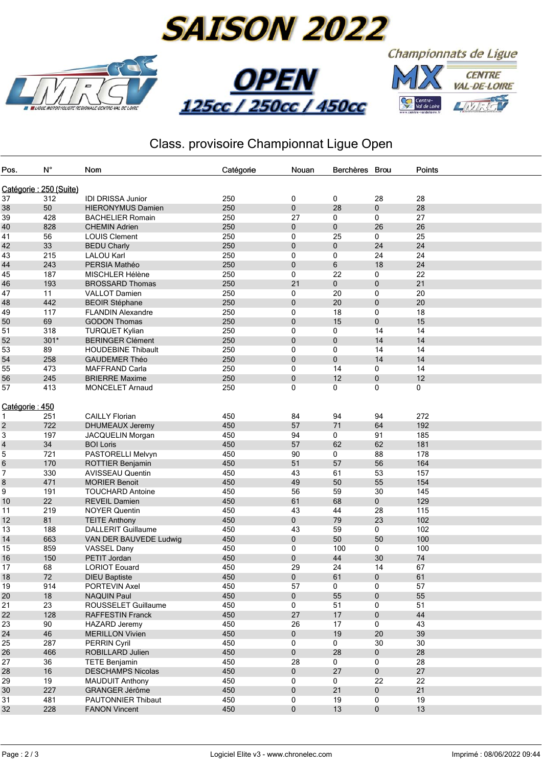# SAISON 2022

# OPEN

## 125cc / 250cc / 450cc

Championnats de Ligue MX CENTRE VAL-DE-LOIRE

## Class. provisoire Championnat Ligue Open

| Pos. | N° | Nom | Catégorie | Nouan | Berchères | Brou | Points |
|---|---|---|---|---|---|---|---|
| **Catégorie : 250 (Suite)** | | | | | | | |
| 37 | 312 | IDI DRISSA Junior | 250 | 0 | 0 | 28 | 28 |
| 38 | 50 | HIERONYMUS Damien | 250 | 0 | 28 | 0 | 28 |
| 39 | 428 | BACHELIER Romain | 250 | 27 | 0 | 0 | 27 |
| 40 | 828 | CHEMIN Adrien | 250 | 0 | 0 | 26 | 26 |
| 41 | 56 | LOUIS Clement | 250 | 0 | 25 | 0 | 25 |
| 42 | 33 | BEDU Charly | 250 | 0 | 0 | 24 | 24 |
| 43 | 215 | LALOU Karl | 250 | 0 | 0 | 24 | 24 |
| 44 | 243 | PERSIA Mathéo | 250 | 0 | 6 | 18 | 24 |
| 45 | 187 | MISCHLER Hélène | 250 | 0 | 22 | 0 | 22 |
| 46 | 193 | BROSSARD Thomas | 250 | 21 | 0 | 0 | 21 |
| 47 | 11 | VALLOT Damien | 250 | 0 | 20 | 0 | 20 |
| 48 | 442 | BEOIR Stéphane | 250 | 0 | 20 | 0 | 20 |
| 49 | 117 | FLANDIN Alexandre | 250 | 0 | 18 | 0 | 18 |
| 50 | 69 | GODON Thomas | 250 | 0 | 15 | 0 | 15 |
| 51 | 318 | TURQUET Kylian | 250 | 0 | 0 | 14 | 14 |
| 52 | 301* | BERINGER Clément | 250 | 0 | 0 | 14 | 14 |
| 53 | 89 | HOUDEBINE Thibault | 250 | 0 | 0 | 14 | 14 |
| 54 | 258 | GAUDEMER Théo | 250 | 0 | 0 | 14 | 14 |
| 55 | 473 | MAFFRAND Carla | 250 | 0 | 14 | 0 | 14 |
| 56 | 245 | BRIERRE Maxime | 250 | 0 | 12 | 0 | 12 |
| 57 | 413 | MONCELET Arnaud | 250 | 0 | 0 | 0 | 0 |
| **Catégorie : 450** | | | | | | | |
| 1 | 251 | CAILLY Florian | 450 | 84 | 94 | 94 | 272 |
| 2 | 722 | DHUMEAUX Jeremy | 450 | 57 | 71 | 64 | 192 |
| 3 | 197 | JACQUELIN Morgan | 450 | 94 | 0 | 91 | 185 |
| 4 | 34 | BOI Loris | 450 | 57 | 62 | 62 | 181 |
| 5 | 721 | PASTORELLI Melvyn | 450 | 90 | 0 | 88 | 178 |
| 6 | 170 | ROTTIER Benjamin | 450 | 51 | 57 | 56 | 164 |
| 7 | 330 | AVISSEAU Quentin | 450 | 43 | 61 | 53 | 157 |
| 8 | 471 | MORIER Benoit | 450 | 49 | 50 | 55 | 154 |
| 9 | 191 | TOUCHARD Antoine | 450 | 56 | 59 | 30 | 145 |
| 10 | 22 | REVEIL Damien | 450 | 61 | 68 | 0 | 129 |
| 11 | 219 | NOYER Quentin | 450 | 43 | 44 | 28 | 115 |
| 12 | 81 | TEITE Anthony | 450 | 0 | 79 | 23 | 102 |
| 13 | 188 | DALLERIT Guillaume | 450 | 43 | 59 | 0 | 102 |
| 14 | 663 | VAN DER BAUVEDE Ludwig | 450 | 0 | 50 | 50 | 100 |
| 15 | 859 | VASSEL Dany | 450 | 0 | 100 | 0 | 100 |
| 16 | 150 | PETIT Jordan | 450 | 0 | 44 | 30 | 74 |
| 17 | 68 | LORIOT Eouard | 450 | 29 | 24 | 14 | 67 |
| 18 | 72 | DIEU Baptiste | 450 | 0 | 61 | 0 | 61 |
| 19 | 914 | PORTEVIN Axel | 450 | 57 | 0 | 0 | 57 |
| 20 | 18 | NAQUIN Paul | 450 | 0 | 55 | 0 | 55 |
| 21 | 23 | ROUSSELET Guillaume | 450 | 0 | 51 | 0 | 51 |
| 22 | 128 | RAFFESTIN Franck | 450 | 27 | 17 | 0 | 44 |
| 23 | 90 | HAZARD Jeremy | 450 | 26 | 17 | 0 | 43 |
| 24 | 46 | MERILLON Vivien | 450 | 0 | 19 | 20 | 39 |
| 25 | 287 | PERRIN Cyril | 450 | 0 | 0 | 30 | 30 |
| 26 | 466 | ROBILLARD Julien | 450 | 0 | 28 | 0 | 28 |
| 27 | 36 | TETE Benjamin | 450 | 28 | 0 | 0 | 28 |
| 28 | 16 | DESCHAMPS Nicolas | 450 | 0 | 27 | 0 | 27 |
| 29 | 19 | MAUDUIT Anthony | 450 | 0 | 0 | 22 | 22 |
| 30 | 227 | GRANGER Jérôme | 450 | 0 | 21 | 0 | 21 |
| 31 | 481 | PAUTONNIER Thibault | 450 | 0 | 19 | 0 | 19 |
| 32 | 228 | FANON Vincent | 450 | 0 | 13 | 0 | 13 |

Logiciel Elite v3 - www.chronelec.com

Imprimé : 08/06/2022 09:44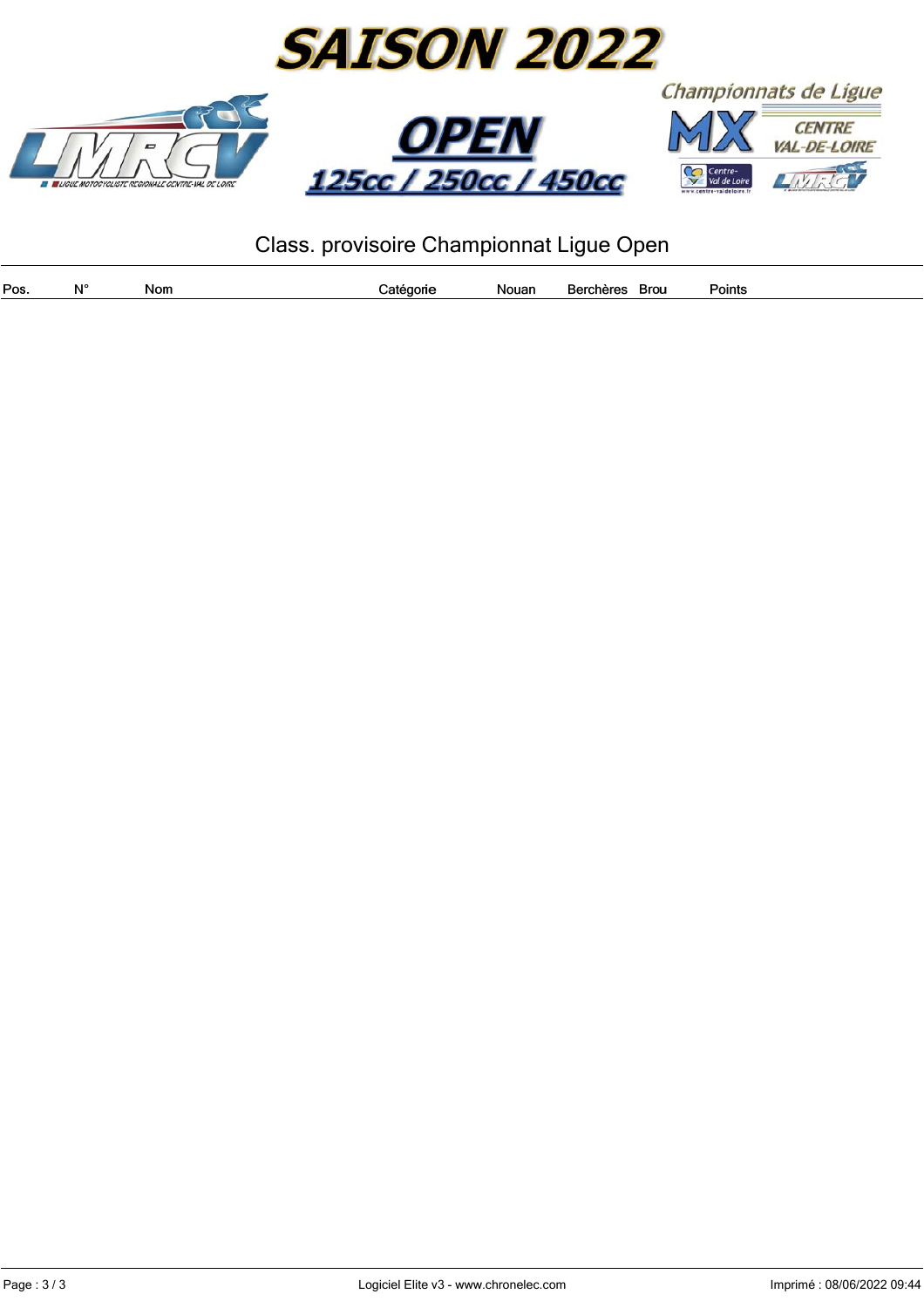# SAISON 2022

LMRCV

LIGUE MOTOCYCLISTE REGIONALE CENTRE-VAL DE LOIRE

## OPEN

125cc / 250cc / 450cc

Championnats de Ligue

MX

CENTRE VAL-DE-LOIRE

Class. provisoire Championnat Ligue Open

| Pos. | N° | Nom | Catégorie | Nouan | Berchères | Brou | Points |
|---|---|---|---|---|---|---|---|

Logiciel Elite v3 - www.chronelec.com

Imprimé : 08/06/2022 09:44